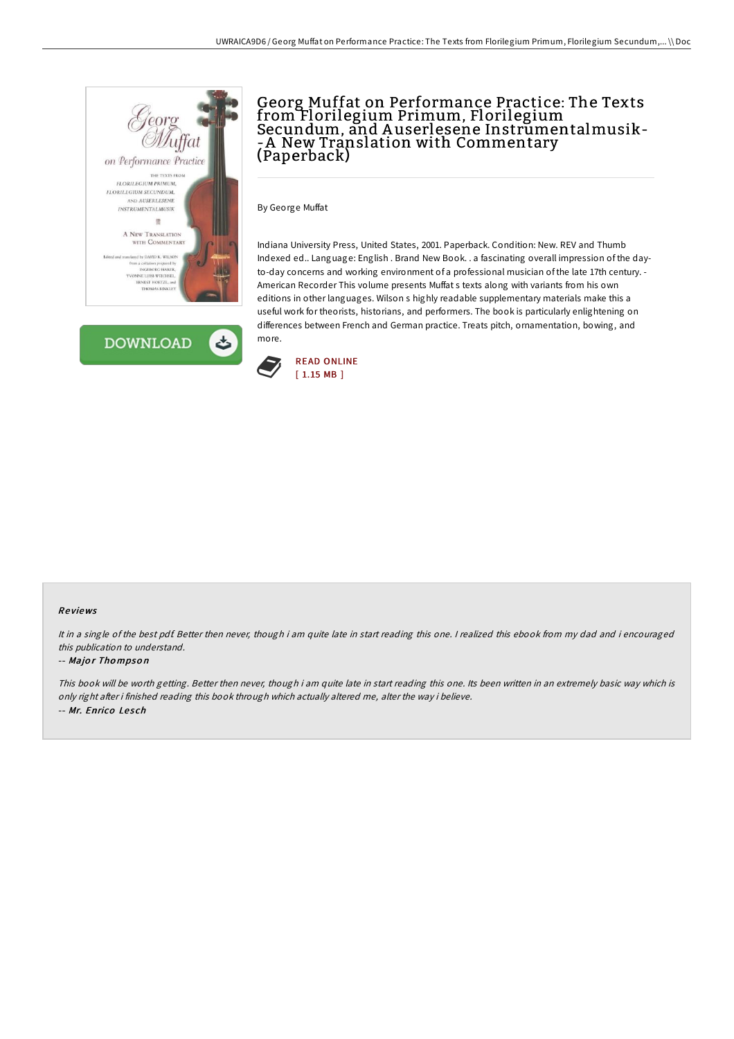# Georg Muffat on Performance Practice: The Texts from Florilegium Primum, Florilegium Secundum, and Auserlesene Instrumentalmusik--A New Translation with Commentary (Paperback)

By George Muffat

Indiana University Press, United States, 2001. Paperback. Condition: New. REV and Thumb Indexed ed.. Language: English . Brand New Book. . a fascinating overall impression of the day-to-day concerns and working environment of a professional musician of the late 17th century. -American Recorder This volume presents Muffat s texts along with variants from his own editions in other languages. Wilson s highly readable supplementary materials make this a useful work for theorists, historians, and performers. The book is particularly enlightening on differences between French and German practice. Treats pitch, ornamentation, bowing, and more.

READ ONLINE
[ 1.15 MB ]

DOWNLOAD

## Reviews

*It in a single of the best pdf. Better then never, though i am quite late in start reading this one. I realized this ebook from my dad and i encouraged this publication to understand.*

-- *Major Thompson*

*This book will be worth getting. Better then never, though i am quite late in start reading this one. Its been written in an extremely basic way which is only right after i finished reading this book through which actually altered me, alter the way i believe.*

-- *Mr. Enrico Lesch*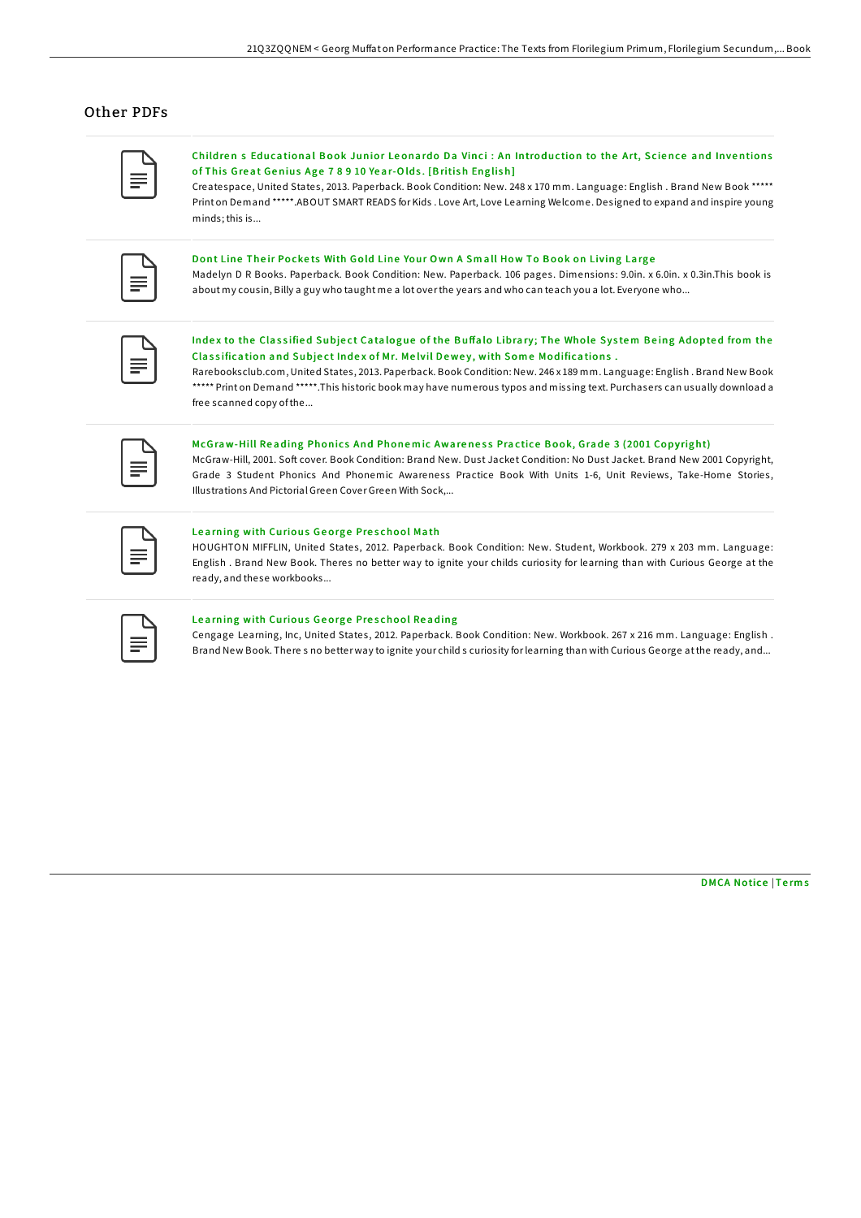## Other PDFs

**Children s Educational Book Junior Leonardo Da Vinci : An Introduction to the Art, Science and Inventions of This Great Genius Age 7 8 9 10 Year-Olds. [British English]**

Createspace, United States, 2013. Paperback. Book Condition: New. 248 x 170 mm. Language: English . Brand New Book ***** Print on Demand *****.ABOUT SMART READS for Kids . Love Art, Love Learning Welcome. Designed to expand and inspire young minds; this is...

**Dont Line Their Pockets With Gold Line Your Own A Small How To Book on Living Large**

Madelyn D R Books. Paperback. Book Condition: New. Paperback. 106 pages. Dimensions: 9.0in. x 6.0in. x 0.3in.This book is about my cousin, Billy a guy who taught me a lot over the years and who can teach you a lot. Everyone who...

**Index to the Classified Subject Catalogue of the Buffalo Library; The Whole System Being Adopted from the Classification and Subject Index of Mr. Melvil Dewey, with Some Modifications .**

Rarebooksclub.com, United States, 2013. Paperback. Book Condition: New. 246 x 189 mm. Language: English . Brand New Book ***** Print on Demand *****.This historic book may have numerous typos and missing text. Purchasers can usually download a free scanned copy of the...

**McGraw-Hill Reading Phonics And Phonemic Awareness Practice Book, Grade 3 (2001 Copyright)**

McGraw-Hill, 2001. Soft cover. Book Condition: Brand New. Dust Jacket Condition: No Dust Jacket. Brand New 2001 Copyright, Grade 3 Student Phonics And Phonemic Awareness Practice Book With Units 1-6, Unit Reviews, Take-Home Stories, Illustrations And Pictorial Green Cover Green With Sock,...

**Learning with Curious George Preschool Math**

HOUGHTON MIFFLIN, United States, 2012. Paperback. Book Condition: New. Student, Workbook. 279 x 203 mm. Language: English . Brand New Book. Theres no better way to ignite your childs curiosity for learning than with Curious George at the ready, and these workbooks...

**Learning with Curious George Preschool Reading**

Cengage Learning, Inc, United States, 2012. Paperback. Book Condition: New. Workbook. 267 x 216 mm. Language: English . Brand New Book. There s no better way to ignite your child s curiosity for learning than with Curious George at the ready, and...

DMCA Notice | Terms